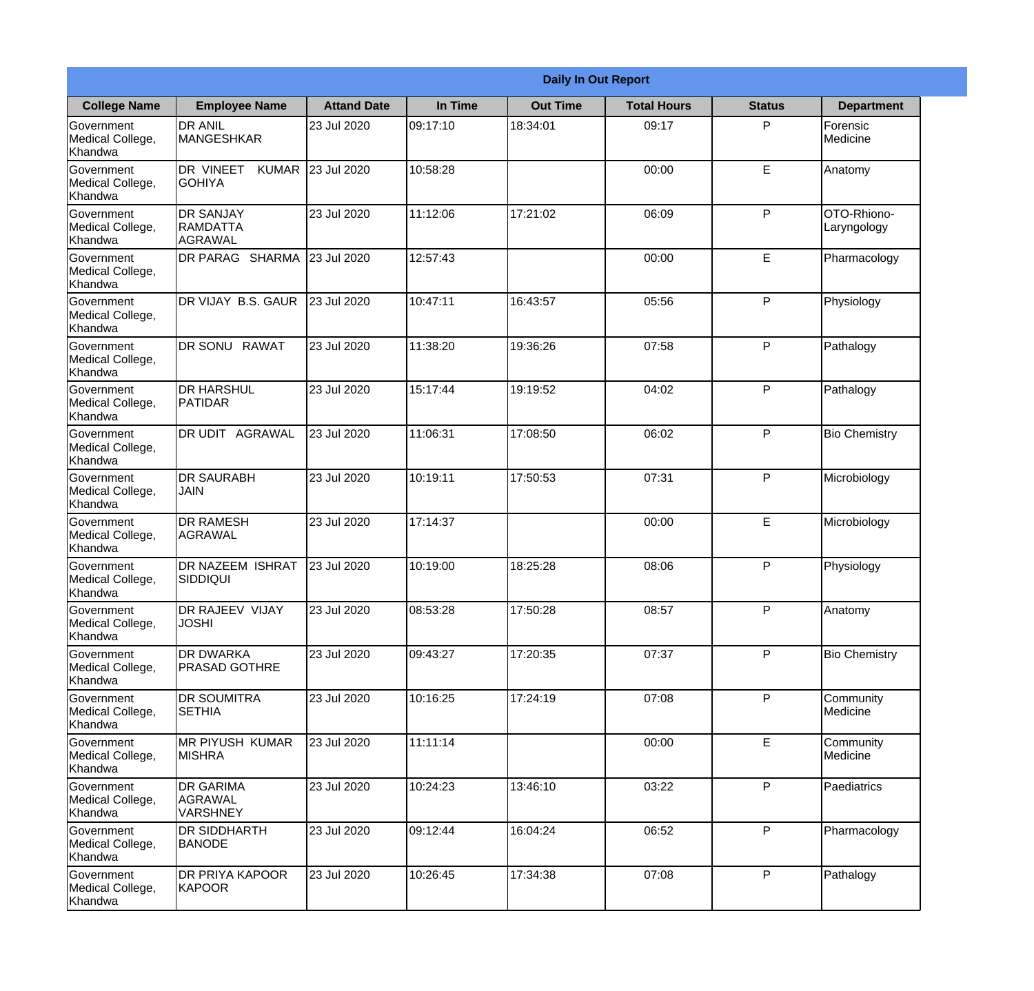| Daily In Out Report | | | | | | | |
|---|---|---|---|---|---|---|---|
| **College Name** | **Employee Name** | **Attand Date** | **In Time** | **Out Time** | **Total Hours** | **Status** | **Department** |
| Government Medical College, Khandwa | DR ANIL MANGESHKAR | 23 Jul 2020 | 09:17:10 | 18:34:01 | 09:17 | P | Forensic Medicine |
| Government Medical College, Khandwa | DR VINEET KUMAR GOHIYA | 23 Jul 2020 | 10:58:28 | | 00:00 | E | Anatomy |
| Government Medical College, Khandwa | DR SANJAY RAMDATTA AGRAWAL | 23 Jul 2020 | 11:12:06 | 17:21:02 | 06:09 | P | OTO-Rhiono-Laryngology |
| Government Medical College, Khandwa | DR PARAG SHARMA | 23 Jul 2020 | 12:57:43 | | 00:00 | E | Pharmacology |
| Government Medical College, Khandwa | DR VIJAY B.S. GAUR | 23 Jul 2020 | 10:47:11 | 16:43:57 | 05:56 | P | Physiology |
| Government Medical College, Khandwa | DR SONU RAWAT | 23 Jul 2020 | 11:38:20 | 19:36:26 | 07:58 | P | Pathalogy |
| Government Medical College, Khandwa | DR HARSHUL PATIDAR | 23 Jul 2020 | 15:17:44 | 19:19:52 | 04:02 | P | Pathalogy |
| Government Medical College, Khandwa | DR UDIT AGRAWAL | 23 Jul 2020 | 11:06:31 | 17:08:50 | 06:02 | P | Bio Chemistry |
| Government Medical College, Khandwa | DR SAURABH JAIN | 23 Jul 2020 | 10:19:11 | 17:50:53 | 07:31 | P | Microbiology |
| Government Medical College, Khandwa | DR RAMESH AGRAWAL | 23 Jul 2020 | 17:14:37 | | 00:00 | E | Microbiology |
| Government Medical College, Khandwa | DR NAZEEM ISHRAT SIDDIQUI | 23 Jul 2020 | 10:19:00 | 18:25:28 | 08:06 | P | Physiology |
| Government Medical College, Khandwa | DR RAJEEV VIJAY JOSHI | 23 Jul 2020 | 08:53:28 | 17:50:28 | 08:57 | P | Anatomy |
| Government Medical College, Khandwa | DR DWARKA PRASAD GOTHRE | 23 Jul 2020 | 09:43:27 | 17:20:35 | 07:37 | P | Bio Chemistry |
| Government Medical College, Khandwa | DR SOUMITRA SETHIA | 23 Jul 2020 | 10:16:25 | 17:24:19 | 07:08 | P | Community Medicine |
| Government Medical College, Khandwa | MR PIYUSH KUMAR MISHRA | 23 Jul 2020 | 11:11:14 | | 00:00 | E | Community Medicine |
| Government Medical College, Khandwa | DR GARIMA AGRAWAL VARSHNEY | 23 Jul 2020 | 10:24:23 | 13:46:10 | 03:22 | P | Paediatrics |
| Government Medical College, Khandwa | DR SIDDHARTH BANODE | 23 Jul 2020 | 09:12:44 | 16:04:24 | 06:52 | P | Pharmacology |
| Government Medical College, Khandwa | DR PRIYA KAPOOR KAPOOR | 23 Jul 2020 | 10:26:45 | 17:34:38 | 07:08 | P | Pathalogy |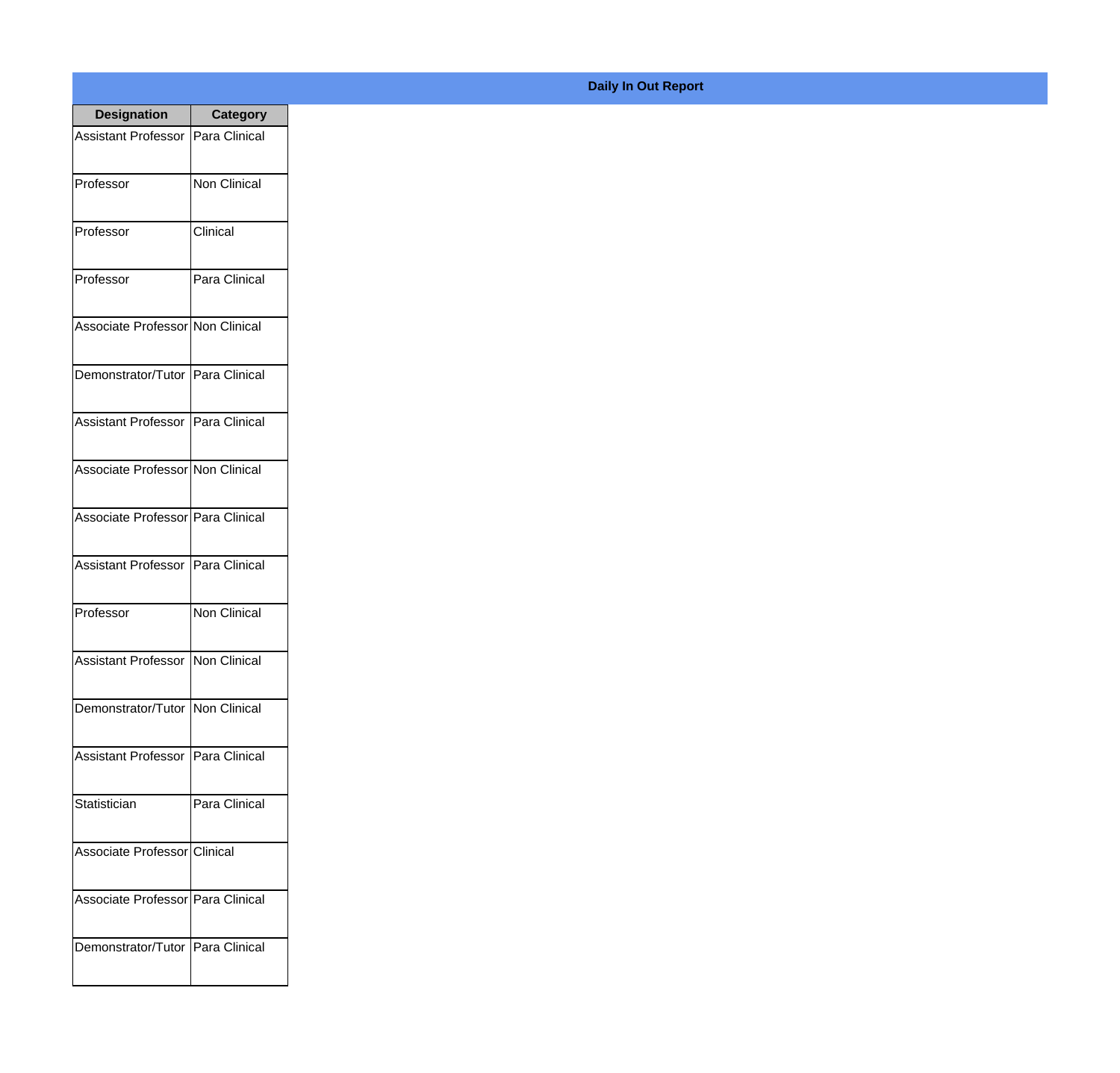# Daily In Out Report

| Designation | Category |
|---|---|
| Assistant Professor | Para Clinical |
| Professor | Non Clinical |
| Professor | Clinical |
| Professor | Para Clinical |
| Associate Professor | Non Clinical |
| Demonstrator/Tutor | Para Clinical |
| Assistant Professor | Para Clinical |
| Associate Professor | Non Clinical |
| Associate Professor | Para Clinical |
| Assistant Professor | Para Clinical |
| Professor | Non Clinical |
| Assistant Professor | Non Clinical |
| Demonstrator/Tutor | Non Clinical |
| Assistant Professor | Para Clinical |
| Statistician | Para Clinical |
| Associate Professor | Clinical |
| Associate Professor | Para Clinical |
| Demonstrator/Tutor | Para Clinical |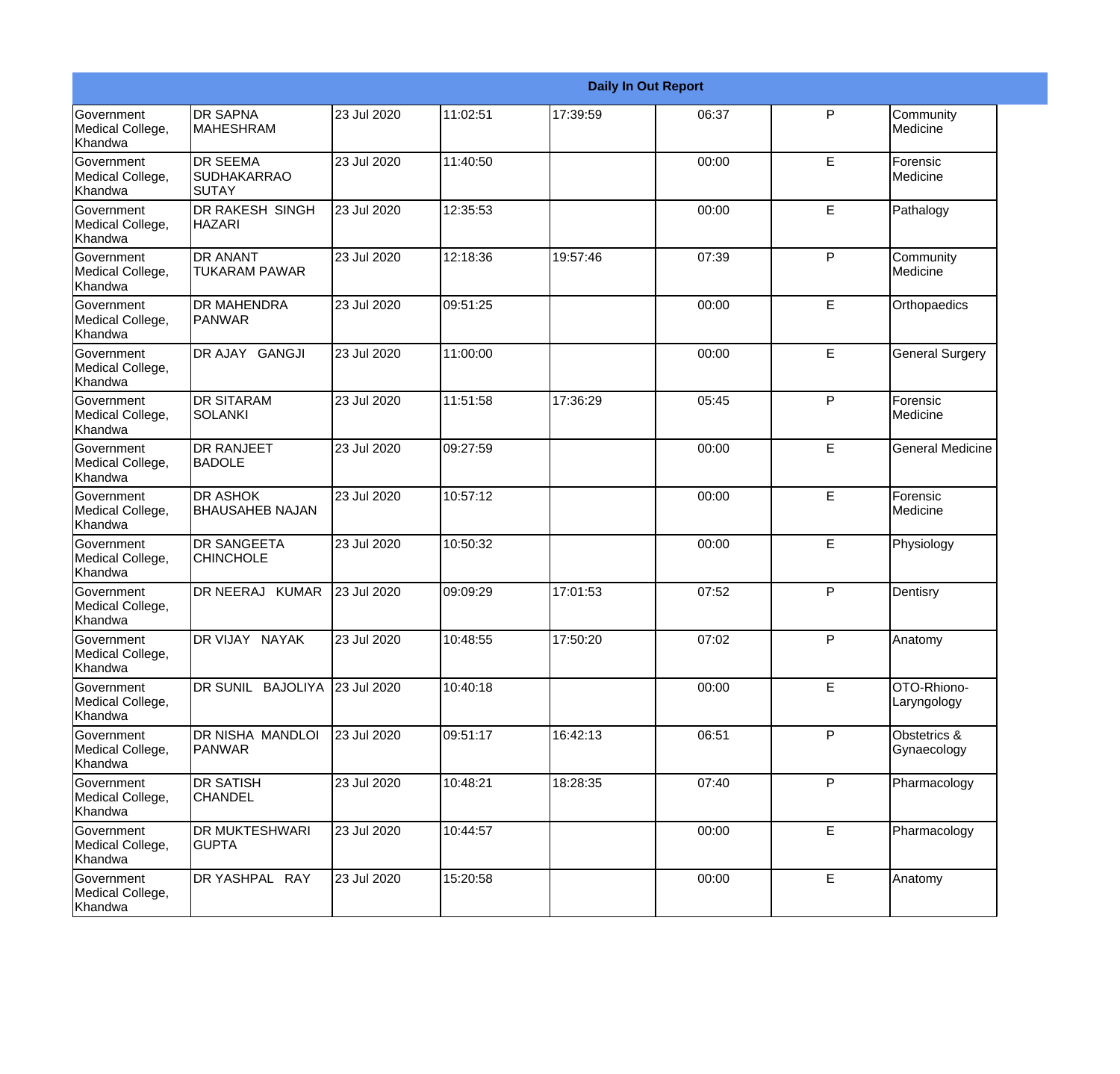| Daily In Out Report | | | | | | | |
|---|---|---|---|---|---|---|---|
| Government Medical College, Khandwa | DR SAPNA MAHESHRAM | 23 Jul 2020 | 11:02:51 | 17:39:59 | 06:37 | P | Community Medicine |
| Government Medical College, Khandwa | DR SEEMA SUDHAKARRAO SUTAY | 23 Jul 2020 | 11:40:50 | | 00:00 | E | Forensic Medicine |
| Government Medical College, Khandwa | DR RAKESH SINGH HAZARI | 23 Jul 2020 | 12:35:53 | | 00:00 | E | Pathalogy |
| Government Medical College, Khandwa | DR ANANT TUKARAM PAWAR | 23 Jul 2020 | 12:18:36 | 19:57:46 | 07:39 | P | Community Medicine |
| Government Medical College, Khandwa | DR MAHENDRA PANWAR | 23 Jul 2020 | 09:51:25 | | 00:00 | E | Orthopaedics |
| Government Medical College, Khandwa | DR AJAY GANGJI | 23 Jul 2020 | 11:00:00 | | 00:00 | E | General Surgery |
| Government Medical College, Khandwa | DR SITARAM SOLANKI | 23 Jul 2020 | 11:51:58 | 17:36:29 | 05:45 | P | Forensic Medicine |
| Government Medical College, Khandwa | DR RANJEET BADOLE | 23 Jul 2020 | 09:27:59 | | 00:00 | E | General Medicine |
| Government Medical College, Khandwa | DR ASHOK BHAUSAHEB NAJAN | 23 Jul 2020 | 10:57:12 | | 00:00 | E | Forensic Medicine |
| Government Medical College, Khandwa | DR SANGEETA CHINCHOLE | 23 Jul 2020 | 10:50:32 | | 00:00 | E | Physiology |
| Government Medical College, Khandwa | DR NEERAJ KUMAR | 23 Jul 2020 | 09:09:29 | 17:01:53 | 07:52 | P | Dentisry |
| Government Medical College, Khandwa | DR VIJAY NAYAK | 23 Jul 2020 | 10:48:55 | 17:50:20 | 07:02 | P | Anatomy |
| Government Medical College, Khandwa | DR SUNIL BAJOLIYA | 23 Jul 2020 | 10:40:18 | | 00:00 | E | OTO-Rhiono-Laryngology |
| Government Medical College, Khandwa | DR NISHA MANDLOI PANWAR | 23 Jul 2020 | 09:51:17 | 16:42:13 | 06:51 | P | Obstetrics & Gynaecology |
| Government Medical College, Khandwa | DR SATISH CHANDEL | 23 Jul 2020 | 10:48:21 | 18:28:35 | 07:40 | P | Pharmacology |
| Government Medical College, Khandwa | DR MUKTESHWARI GUPTA | 23 Jul 2020 | 10:44:57 | | 00:00 | E | Pharmacology |
| Government Medical College, Khandwa | DR YASHPAL RAY | 23 Jul 2020 | 15:20:58 | | 00:00 | E | Anatomy |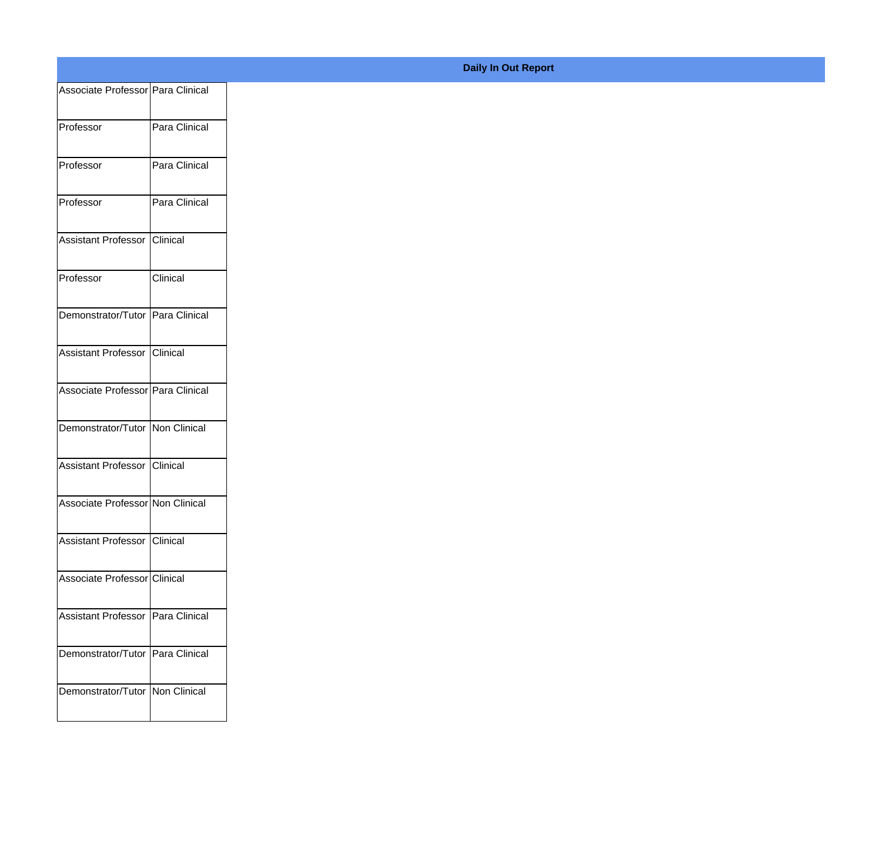**Daily In Out Report**

| | |
|---|---|
| Associate Professor | Para Clinical |
| Professor | Para Clinical |
| Professor | Para Clinical |
| Professor | Para Clinical |
| Assistant Professor | Clinical |
| Professor | Clinical |
| Demonstrator/Tutor | Para Clinical |
| Assistant Professor | Clinical |
| Associate Professor | Para Clinical |
| Demonstrator/Tutor | Non Clinical |
| Assistant Professor | Clinical |
| Associate Professor | Non Clinical |
| Assistant Professor | Clinical |
| Associate Professor | Clinical |
| Assistant Professor | Para Clinical |
| Demonstrator/Tutor | Para Clinical |
| Demonstrator/Tutor | Non Clinical |